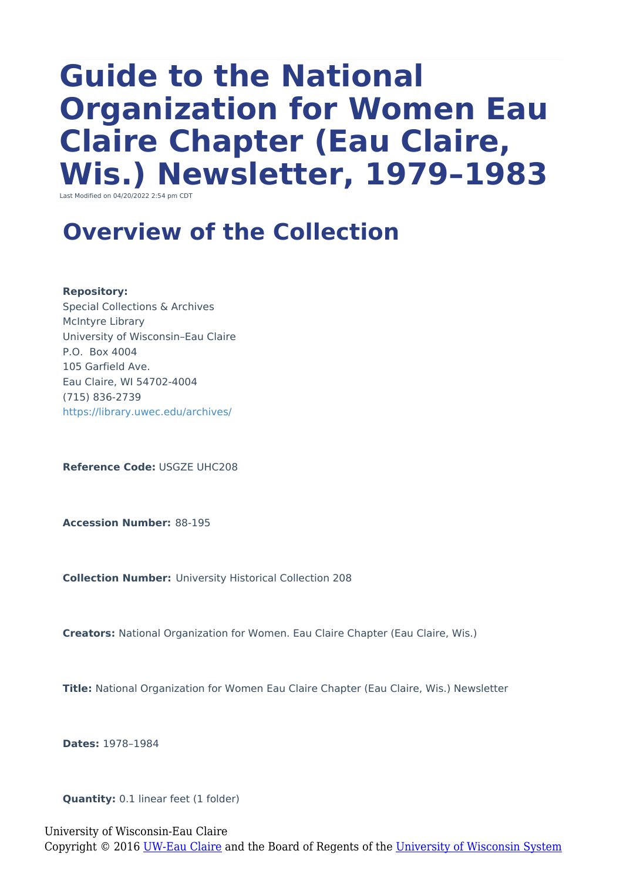# Guide to the National Organization for Women Eau Claire Chapter (Eau Claire, Wis.) Newsletter, 1979–1983

Last Modified on 04/20/2022 2:54 pm CDT

## Overview of the Collection

**Repository:**
Special Collections & Archives
McIntyre Library
University of Wisconsin–Eau Claire
P.O. Box 4004
105 Garfield Ave.
Eau Claire, WI 54702-4004
(715) 836-2739
https://library.uwec.edu/archives/

**Reference Code:** USGZE UHC208

**Accession Number:** 88-195

**Collection Number:** University Historical Collection 208

**Creators:** National Organization for Women. Eau Claire Chapter (Eau Claire, Wis.)

**Title:** National Organization for Women Eau Claire Chapter (Eau Claire, Wis.) Newsletter

**Dates:** 1978–1984

**Quantity:** 0.1 linear feet (1 folder)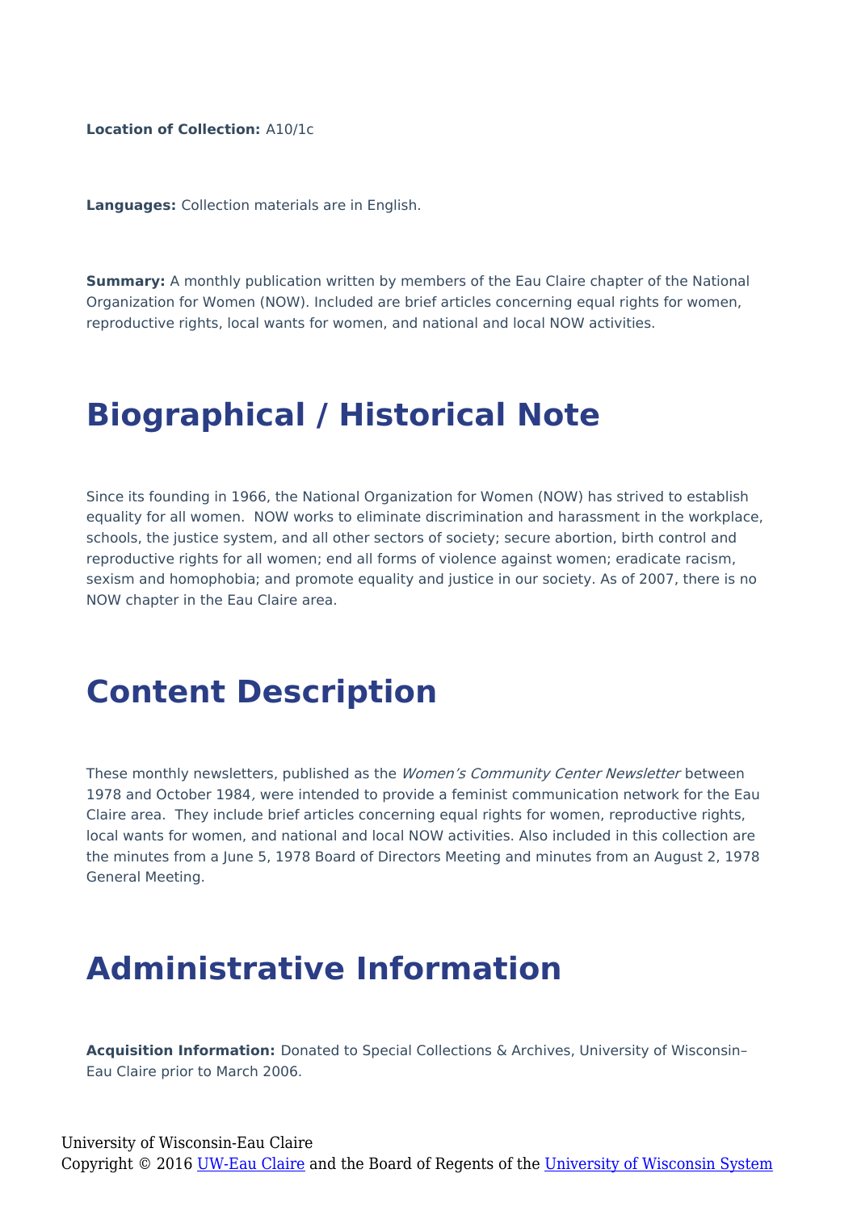**Location of Collection:** A10/1c

**Languages:** Collection materials are in English.

**Summary:** A monthly publication written by members of the Eau Claire chapter of the National Organization for Women (NOW). Included are brief articles concerning equal rights for women, reproductive rights, local wants for women, and national and local NOW activities.

# Biographical / Historical Note

Since its founding in 1966, the National Organization for Women (NOW) has strived to establish equality for all women. NOW works to eliminate discrimination and harassment in the workplace, schools, the justice system, and all other sectors of society; secure abortion, birth control and reproductive rights for all women; end all forms of violence against women; eradicate racism, sexism and homophobia; and promote equality and justice in our society. As of 2007, there is no NOW chapter in the Eau Claire area.

# Content Description

These monthly newsletters, published as the *Women's Community Center Newsletter* between 1978 and October 1984, were intended to provide a feminist communication network for the Eau Claire area. They include brief articles concerning equal rights for women, reproductive rights, local wants for women, and national and local NOW activities. Also included in this collection are the minutes from a June 5, 1978 Board of Directors Meeting and minutes from an August 2, 1978 General Meeting.

# Administrative Information

**Acquisition Information:** Donated to Special Collections & Archives, University of Wisconsin–Eau Claire prior to March 2006.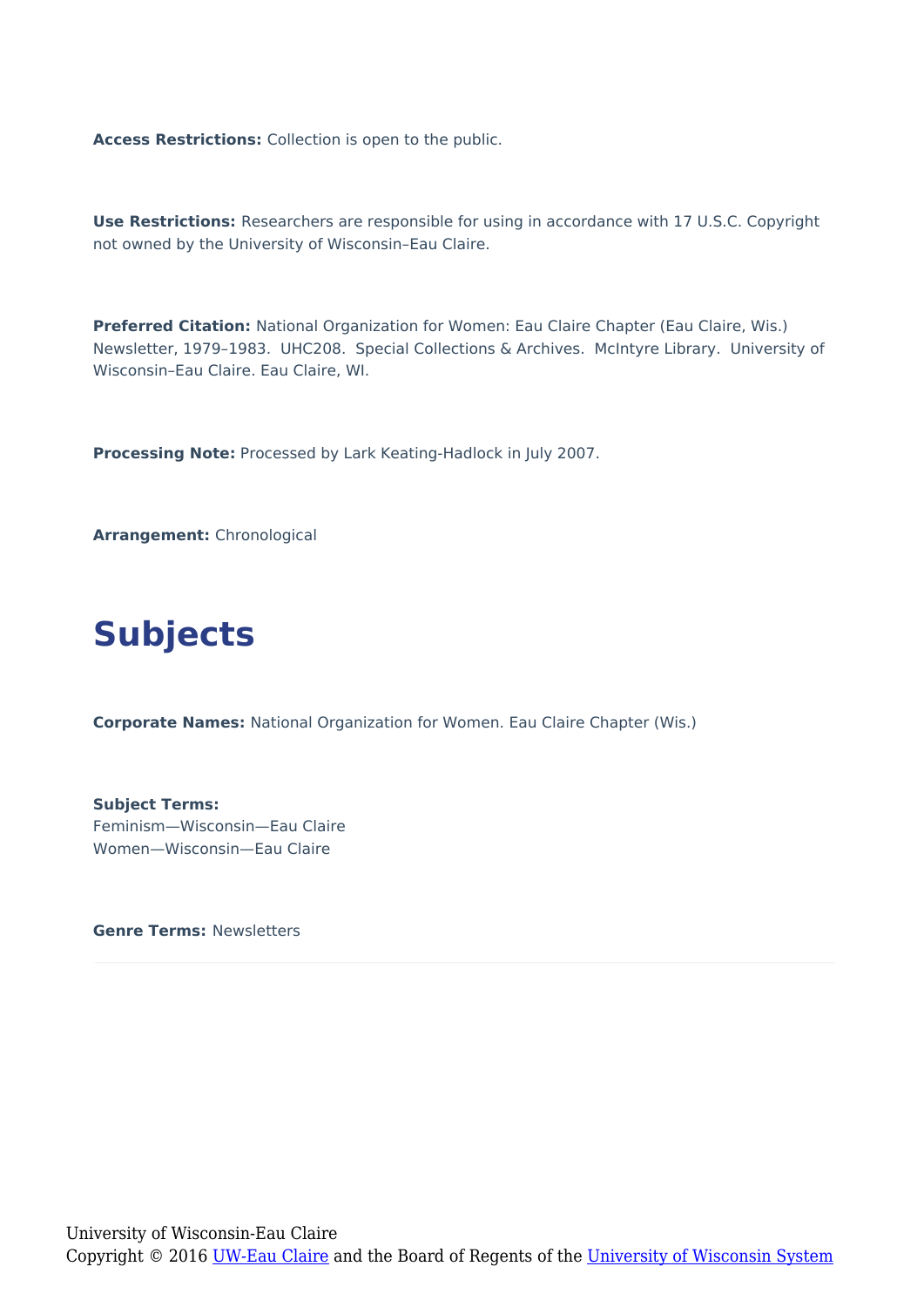**Access Restrictions:** Collection is open to the public.

**Use Restrictions:** Researchers are responsible for using in accordance with 17 U.S.C. Copyright not owned by the University of Wisconsin–Eau Claire.

**Preferred Citation:** National Organization for Women: Eau Claire Chapter (Eau Claire, Wis.) Newsletter, 1979–1983. UHC208. Special Collections & Archives. McIntyre Library. University of Wisconsin–Eau Claire. Eau Claire, WI.

**Processing Note:** Processed by Lark Keating-Hadlock in July 2007.

**Arrangement:** Chronological

# Subjects

**Corporate Names:** National Organization for Women. Eau Claire Chapter (Wis.)

**Subject Terms:**
Feminism—Wisconsin—Eau Claire
Women—Wisconsin—Eau Claire

**Genre Terms:** Newsletters

University of Wisconsin-Eau Claire
Copyright © 2016 UW-Eau Claire and the Board of Regents of the University of Wisconsin System